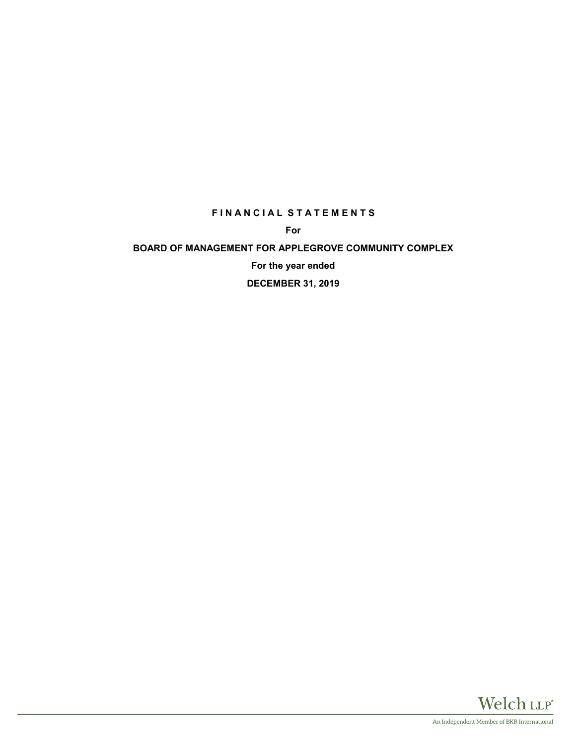# FINANCIAL STATEMENTS

**For**

**BOARD OF MANAGEMENT FOR APPLEGROVE COMMUNITY COMPLEX**

**For the year ended**

**DECEMBER 31, 2019**

Welch LLP®

An Independent Member of BKR International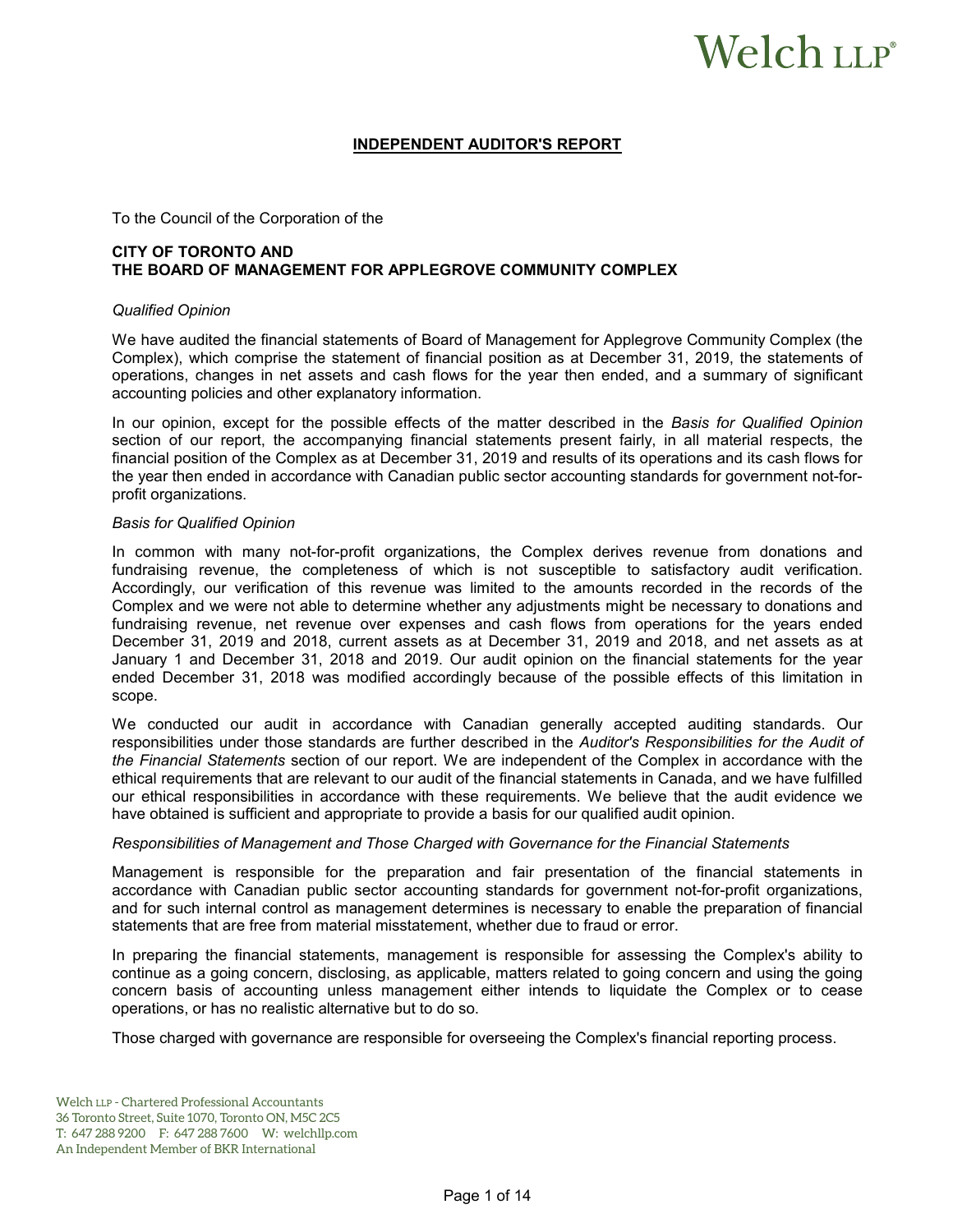Welch LLP®

## INDEPENDENT AUDITOR'S REPORT

To the Council of the Corporation of the

**CITY OF TORONTO AND**
**THE BOARD OF MANAGEMENT FOR APPLEGROVE COMMUNITY COMPLEX**

*Qualified Opinion*

We have audited the financial statements of Board of Management for Applegrove Community Complex (the Complex), which comprise the statement of financial position as at December 31, 2019, the statements of operations, changes in net assets and cash flows for the year then ended, and a summary of significant accounting policies and other explanatory information.

In our opinion, except for the possible effects of the matter described in the *Basis for Qualified Opinion* section of our report, the accompanying financial statements present fairly, in all material respects, the financial position of the Complex as at December 31, 2019 and results of its operations and its cash flows for the year then ended in accordance with Canadian public sector accounting standards for government not-for-profit organizations.

*Basis for Qualified Opinion*

In common with many not-for-profit organizations, the Complex derives revenue from donations and fundraising revenue, the completeness of which is not susceptible to satisfactory audit verification. Accordingly, our verification of this revenue was limited to the amounts recorded in the records of the Complex and we were not able to determine whether any adjustments might be necessary to donations and fundraising revenue, net revenue over expenses and cash flows from operations for the years ended December 31, 2019 and 2018, current assets as at December 31, 2019 and 2018, and net assets as at January 1 and December 31, 2018 and 2019. Our audit opinion on the financial statements for the year ended December 31, 2018 was modified accordingly because of the possible effects of this limitation in scope.

We conducted our audit in accordance with Canadian generally accepted auditing standards. Our responsibilities under those standards are further described in the *Auditor's Responsibilities for the Audit of the Financial Statements* section of our report. We are independent of the Complex in accordance with the ethical requirements that are relevant to our audit of the financial statements in Canada, and we have fulfilled our ethical responsibilities in accordance with these requirements. We believe that the audit evidence we have obtained is sufficient and appropriate to provide a basis for our qualified audit opinion.

*Responsibilities of Management and Those Charged with Governance for the Financial Statements*

Management is responsible for the preparation and fair presentation of the financial statements in accordance with Canadian public sector accounting standards for government not-for-profit organizations, and for such internal control as management determines is necessary to enable the preparation of financial statements that are free from material misstatement, whether due to fraud or error.

In preparing the financial statements, management is responsible for assessing the Complex's ability to continue as a going concern, disclosing, as applicable, matters related to going concern and using the going concern basis of accounting unless management either intends to liquidate the Complex or to cease operations, or has no realistic alternative but to do so.

Those charged with governance are responsible for overseeing the Complex's financial reporting process.

Welch LLP - Chartered Professional Accountants
36 Toronto Street, Suite 1070, Toronto ON, M5C 2C5
T: 647 288 9200 F: 647 288 7600 W: welchllp.com
An Independent Member of BKR International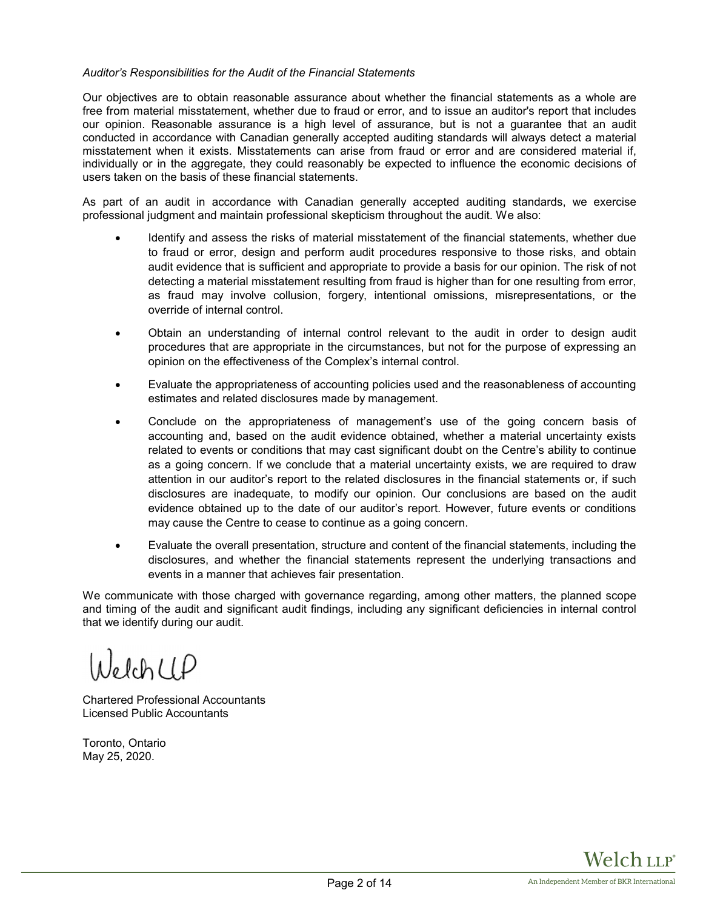*Auditor's Responsibilities for the Audit of the Financial Statements*

Our objectives are to obtain reasonable assurance about whether the financial statements as a whole are free from material misstatement, whether due to fraud or error, and to issue an auditor's report that includes our opinion. Reasonable assurance is a high level of assurance, but is not a guarantee that an audit conducted in accordance with Canadian generally accepted auditing standards will always detect a material misstatement when it exists. Misstatements can arise from fraud or error and are considered material if, individually or in the aggregate, they could reasonably be expected to influence the economic decisions of users taken on the basis of these financial statements.

As part of an audit in accordance with Canadian generally accepted auditing standards, we exercise professional judgment and maintain professional skepticism throughout the audit. We also:

- Identify and assess the risks of material misstatement of the financial statements, whether due to fraud or error, design and perform audit procedures responsive to those risks, and obtain audit evidence that is sufficient and appropriate to provide a basis for our opinion. The risk of not detecting a material misstatement resulting from fraud is higher than for one resulting from error, as fraud may involve collusion, forgery, intentional omissions, misrepresentations, or the override of internal control.
- Obtain an understanding of internal control relevant to the audit in order to design audit procedures that are appropriate in the circumstances, but not for the purpose of expressing an opinion on the effectiveness of the Complex's internal control.
- Evaluate the appropriateness of accounting policies used and the reasonableness of accounting estimates and related disclosures made by management.
- Conclude on the appropriateness of management's use of the going concern basis of accounting and, based on the audit evidence obtained, whether a material uncertainty exists related to events or conditions that may cast significant doubt on the Centre's ability to continue as a going concern. If we conclude that a material uncertainty exists, we are required to draw attention in our auditor's report to the related disclosures in the financial statements or, if such disclosures are inadequate, to modify our opinion. Our conclusions are based on the audit evidence obtained up to the date of our auditor's report. However, future events or conditions may cause the Centre to cease to continue as a going concern.
- Evaluate the overall presentation, structure and content of the financial statements, including the disclosures, and whether the financial statements represent the underlying transactions and events in a manner that achieves fair presentation.

We communicate with those charged with governance regarding, among other matters, the planned scope and timing of the audit and significant audit findings, including any significant deficiencies in internal control that we identify during our audit.

Welch LLP

Chartered Professional Accountants
Licensed Public Accountants

Toronto, Ontario
May 25, 2020.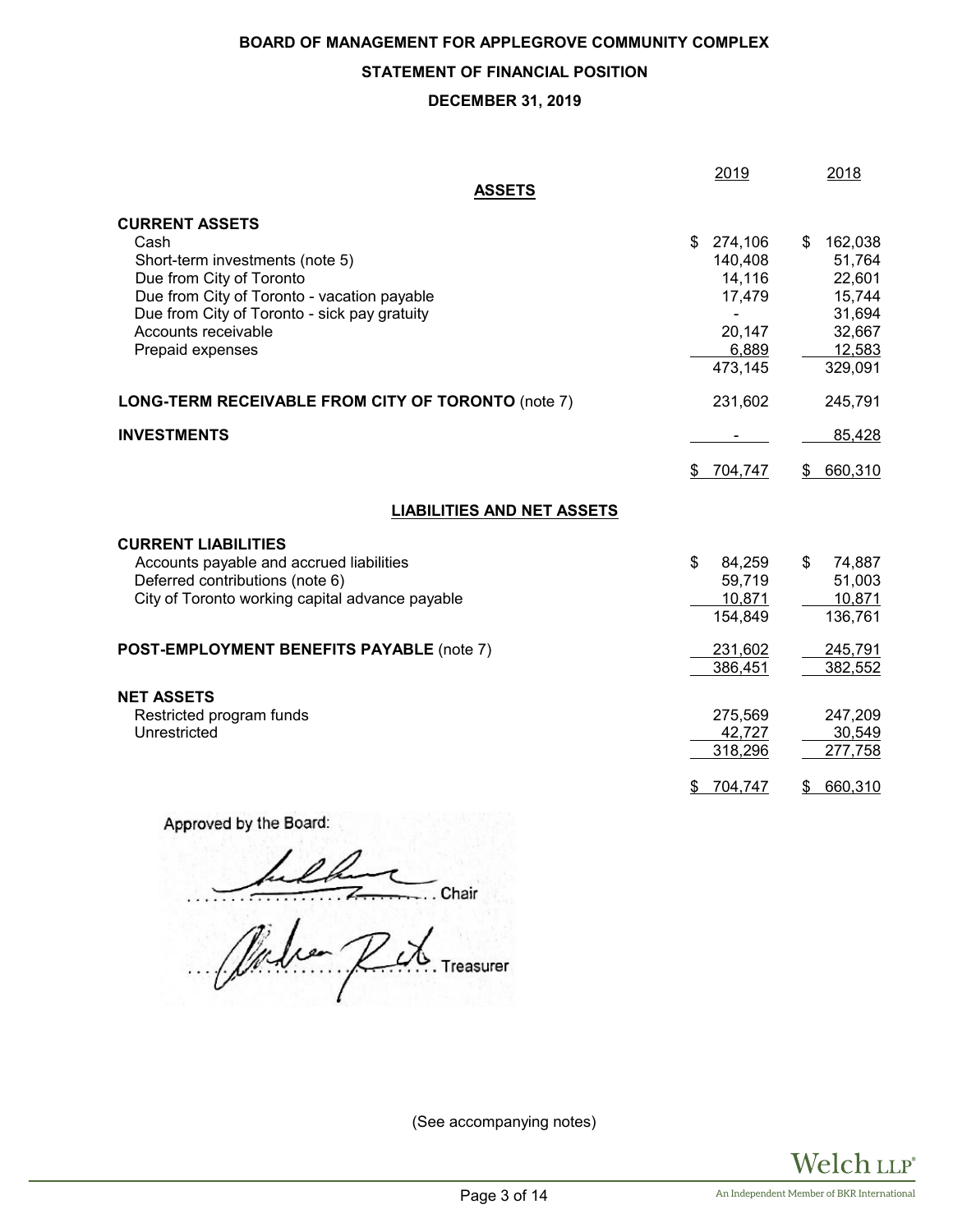# BOARD OF MANAGEMENT FOR APPLEGROVE COMMUNITY COMPLEX

## STATEMENT OF FINANCIAL POSITION

## DECEMBER 31, 2019

| | 2019 | 2018 |
|---|---|---|
| **ASSETS** | | |
| **CURRENT ASSETS** | | |
| Cash | $ 274,106 | $ 162,038 |
| Short-term investments (note 5) | 140,408 | 51,764 |
| Due from City of Toronto | 14,116 | 22,601 |
| Due from City of Toronto - vacation payable | 17,479 | 15,744 |
| Due from City of Toronto - sick pay gratuity | - | 31,694 |
| Accounts receivable | 20,147 | 32,667 |
| Prepaid expenses | 6,889 | 12,583 |
| | 473,145 | 329,091 |
| **LONG-TERM RECEIVABLE FROM CITY OF TORONTO** (note 7) | 231,602 | 245,791 |
| **INVESTMENTS** | - | 85,428 |
| | $ 704,747 | $ 660,310 |
| **LIABILITIES AND NET ASSETS** | | |
| **CURRENT LIABILITIES** | | |
| Accounts payable and accrued liabilities | $ 84,259 | $ 74,887 |
| Deferred contributions (note 6) | 59,719 | 51,003 |
| City of Toronto working capital advance payable | 10,871 | 10,871 |
| | 154,849 | 136,761 |
| **POST-EMPLOYMENT BENEFITS PAYABLE** (note 7) | 231,602 | 245,791 |
| | 386,451 | 382,552 |
| **NET ASSETS** | | |
| Restricted program funds | 275,569 | 247,209 |
| Unrestricted | 42,727 | 30,549 |
| | 318,296 | 277,758 |
| | $ 704,747 | $ 660,310 |

Approved by the Board:

.................................... Chair

.................................... Treasurer

(See accompanying notes)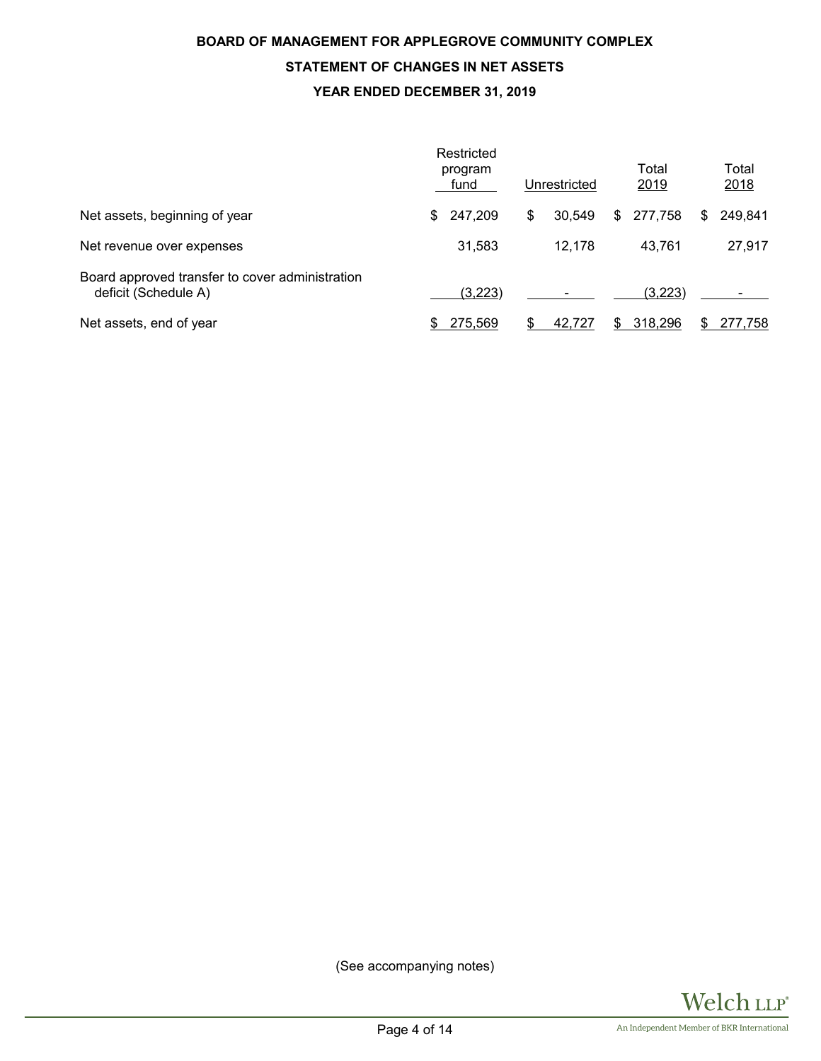# BOARD OF MANAGEMENT FOR APPLEGROVE COMMUNITY COMPLEX

## STATEMENT OF CHANGES IN NET ASSETS

## YEAR ENDED DECEMBER 31, 2019

| | Restricted program fund | Unrestricted | Total 2019 | Total 2018 |
|---|---|---|---|---|
| Net assets, beginning of year | $ 247,209 | $ 30,549 | $ 277,758 | $ 249,841 |
| Net revenue over expenses | 31,583 | 12,178 | 43,761 | 27,917 |
| Board approved transfer to cover administration deficit (Schedule A) | (3,223) | - | (3,223) | - |
| Net assets, end of year | $ 275,569 | $ 42,727 | $ 318,296 | $ 277,758 |

(See accompanying notes)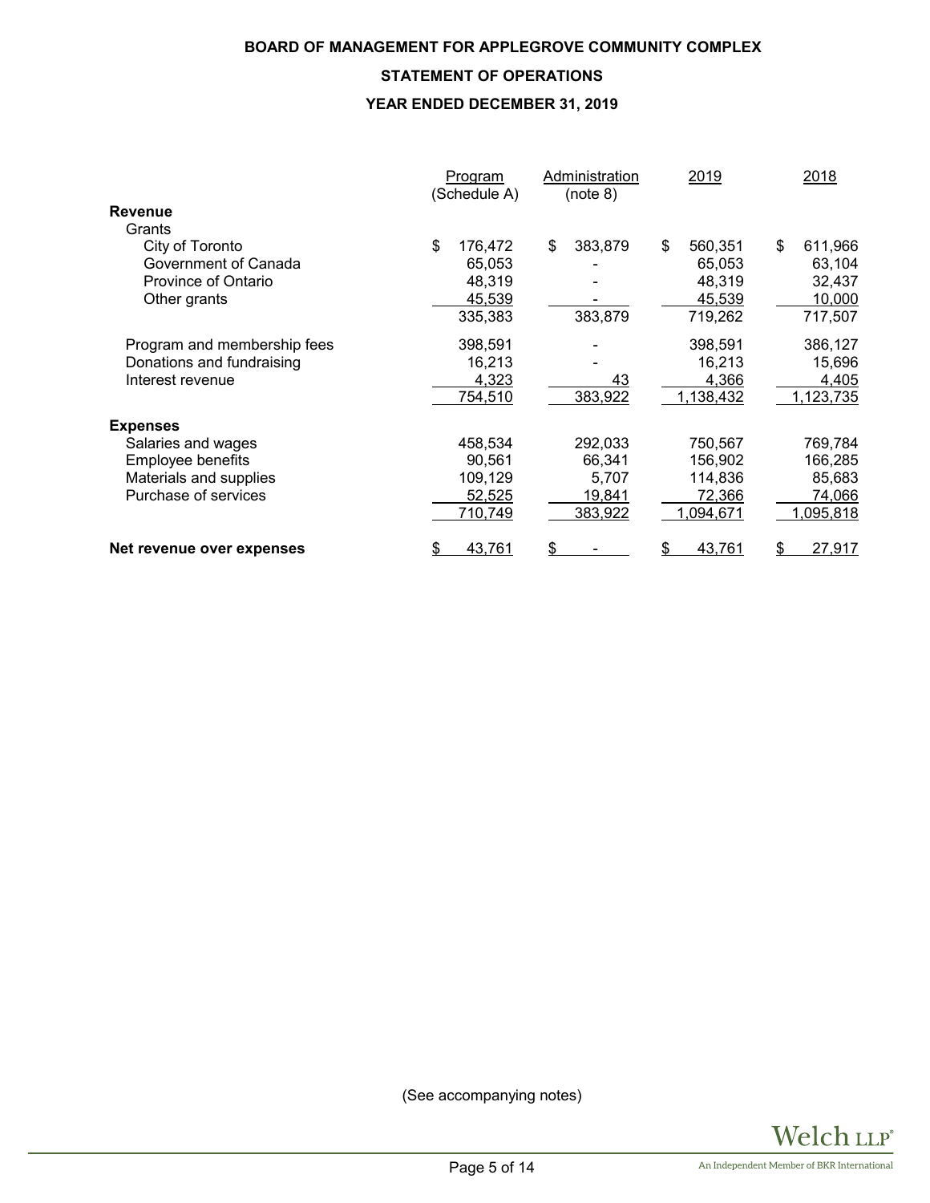**BOARD OF MANAGEMENT FOR APPLEGROVE COMMUNITY COMPLEX**

**STATEMENT OF OPERATIONS**

**YEAR ENDED DECEMBER 31, 2019**

| | Program (Schedule A) | Administration (note 8) | 2019 | 2018 |
|---|---|---|---|---|
| **Revenue** | | | | |
| Grants | | | | |
| City of Toronto | $ 176,472 | $ 383,879 | $ 560,351 | $ 611,966 |
| Government of Canada | 65,053 | - | 65,053 | 63,104 |
| Province of Ontario | 48,319 | - | 48,319 | 32,437 |
| Other grants | 45,539 | - | 45,539 | 10,000 |
| | 335,383 | 383,879 | 719,262 | 717,507 |
| Program and membership fees | 398,591 | - | 398,591 | 386,127 |
| Donations and fundraising | 16,213 | - | 16,213 | 15,696 |
| Interest revenue | 4,323 | 43 | 4,366 | 4,405 |
| | 754,510 | 383,922 | 1,138,432 | 1,123,735 |
| **Expenses** | | | | |
| Salaries and wages | 458,534 | 292,033 | 750,567 | 769,784 |
| Employee benefits | 90,561 | 66,341 | 156,902 | 166,285 |
| Materials and supplies | 109,129 | 5,707 | 114,836 | 85,683 |
| Purchase of services | 52,525 | 19,841 | 72,366 | 74,066 |
| | 710,749 | 383,922 | 1,094,671 | 1,095,818 |
| **Net revenue over expenses** | $ 43,761 | $ - | $ 43,761 | $ 27,917 |

(See accompanying notes)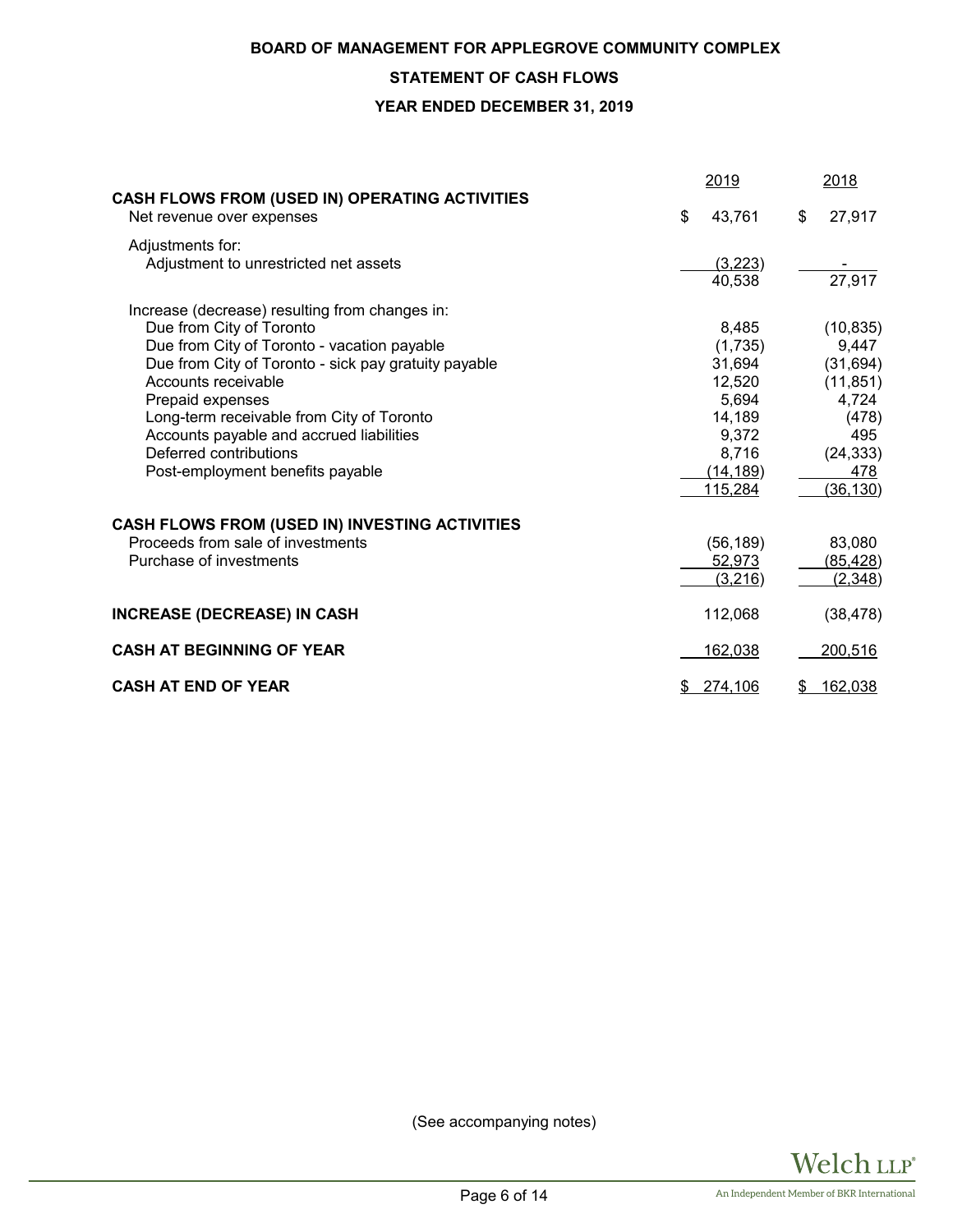**BOARD OF MANAGEMENT FOR APPLEGROVE COMMUNITY COMPLEX**

**STATEMENT OF CASH FLOWS**

**YEAR ENDED DECEMBER 31, 2019**

| | 2019 | 2018 |
|---|---|---|
| **CASH FLOWS FROM (USED IN) OPERATING ACTIVITIES** | | |
| Net revenue over expenses | $ 43,761 | $ 27,917 |
| Adjustments for: | | |
| Adjustment to unrestricted net assets | (3,223) | - |
| | 40,538 | 27,917 |
| Increase (decrease) resulting from changes in: | | |
| Due from City of Toronto | 8,485 | (10,835) |
| Due from City of Toronto - vacation payable | (1,735) | 9,447 |
| Due from City of Toronto - sick pay gratuity payable | 31,694 | (31,694) |
| Accounts receivable | 12,520 | (11,851) |
| Prepaid expenses | 5,694 | 4,724 |
| Long-term receivable from City of Toronto | 14,189 | (478) |
| Accounts payable and accrued liabilities | 9,372 | 495 |
| Deferred contributions | 8,716 | (24,333) |
| Post-employment benefits payable | (14,189) | 478 |
| | 115,284 | (36,130) |
| **CASH FLOWS FROM (USED IN) INVESTING ACTIVITIES** | | |
| Proceeds from sale of investments | (56,189) | 83,080 |
| Purchase of investments | 52,973 | (85,428) |
| | (3,216) | (2,348) |
| **INCREASE (DECREASE) IN CASH** | 112,068 | (38,478) |
| **CASH AT BEGINNING OF YEAR** | 162,038 | 200,516 |
| **CASH AT END OF YEAR** | $ 274,106 | $ 162,038 |

(See accompanying notes)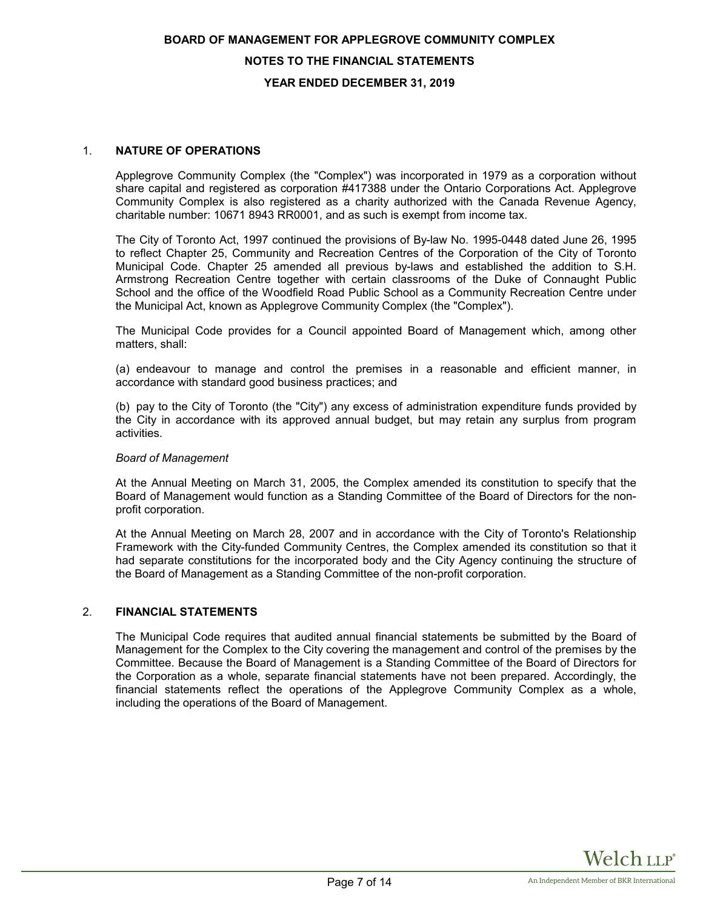**BOARD OF MANAGEMENT FOR APPLEGROVE COMMUNITY COMPLEX**

**NOTES TO THE FINANCIAL STATEMENTS**

**YEAR ENDED DECEMBER 31, 2019**

## 1. NATURE OF OPERATIONS

Applegrove Community Complex (the "Complex") was incorporated in 1979 as a corporation without share capital and registered as corporation #417388 under the Ontario Corporations Act. Applegrove Community Complex is also registered as a charity authorized with the Canada Revenue Agency, charitable number: 10671 8943 RR0001, and as such is exempt from income tax.

The City of Toronto Act, 1997 continued the provisions of By-law No. 1995-0448 dated June 26, 1995 to reflect Chapter 25, Community and Recreation Centres of the Corporation of the City of Toronto Municipal Code. Chapter 25 amended all previous by-laws and established the addition to S.H. Armstrong Recreation Centre together with certain classrooms of the Duke of Connaught Public School and the office of the Woodfield Road Public School as a Community Recreation Centre under the Municipal Act, known as Applegrove Community Complex (the "Complex").

The Municipal Code provides for a Council appointed Board of Management which, among other matters, shall:

(a) endeavour to manage and control the premises in a reasonable and efficient manner, in accordance with standard good business practices; and

(b) pay to the City of Toronto (the "City") any excess of administration expenditure funds provided by the City in accordance with its approved annual budget, but may retain any surplus from program activities.

*Board of Management*

At the Annual Meeting on March 31, 2005, the Complex amended its constitution to specify that the Board of Management would function as a Standing Committee of the Board of Directors for the non-profit corporation.

At the Annual Meeting on March 28, 2007 and in accordance with the City of Toronto's Relationship Framework with the City-funded Community Centres, the Complex amended its constitution so that it had separate constitutions for the incorporated body and the City Agency continuing the structure of the Board of Management as a Standing Committee of the non-profit corporation.

## 2. FINANCIAL STATEMENTS

The Municipal Code requires that audited annual financial statements be submitted by the Board of Management for the Complex to the City covering the management and control of the premises by the Committee. Because the Board of Management is a Standing Committee of the Board of Directors for the Corporation as a whole, separate financial statements have not been prepared. Accordingly, the financial statements reflect the operations of the Applegrove Community Complex as a whole, including the operations of the Board of Management.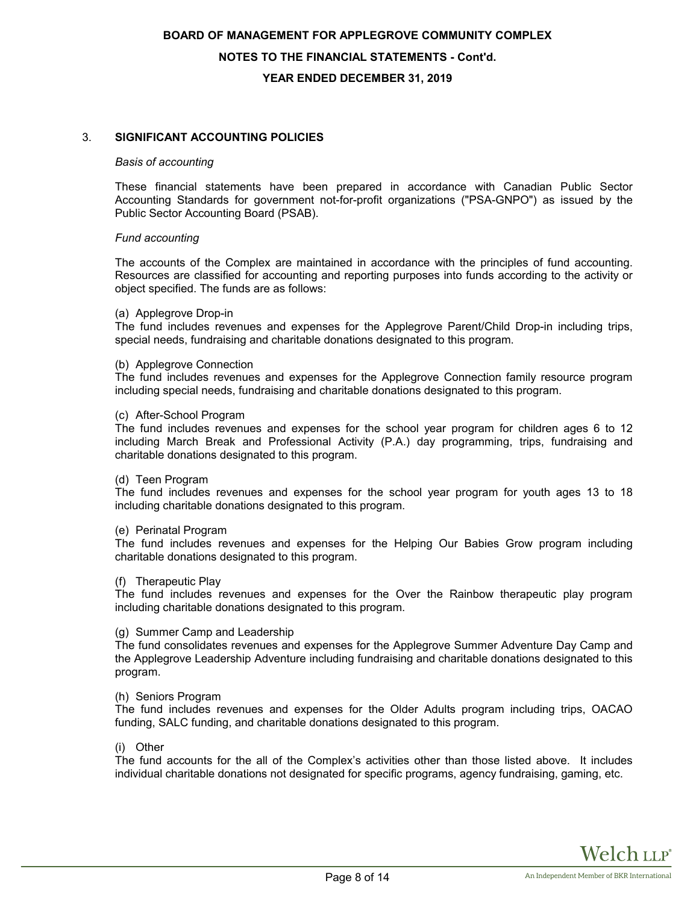**BOARD OF MANAGEMENT FOR APPLEGROVE COMMUNITY COMPLEX**

**NOTES TO THE FINANCIAL STATEMENTS - Cont'd.**

**YEAR ENDED DECEMBER 31, 2019**

## 3. SIGNIFICANT ACCOUNTING POLICIES

*Basis of accounting*

These financial statements have been prepared in accordance with Canadian Public Sector Accounting Standards for government not-for-profit organizations ("PSA-GNPO") as issued by the Public Sector Accounting Board (PSAB).

*Fund accounting*

The accounts of the Complex are maintained in accordance with the principles of fund accounting. Resources are classified for accounting and reporting purposes into funds according to the activity or object specified. The funds are as follows:

(a) Applegrove Drop-in
The fund includes revenues and expenses for the Applegrove Parent/Child Drop-in including trips, special needs, fundraising and charitable donations designated to this program.

(b) Applegrove Connection
The fund includes revenues and expenses for the Applegrove Connection family resource program including special needs, fundraising and charitable donations designated to this program.

(c) After-School Program
The fund includes revenues and expenses for the school year program for children ages 6 to 12 including March Break and Professional Activity (P.A.) day programming, trips, fundraising and charitable donations designated to this program.

(d) Teen Program
The fund includes revenues and expenses for the school year program for youth ages 13 to 18 including charitable donations designated to this program.

(e) Perinatal Program
The fund includes revenues and expenses for the Helping Our Babies Grow program including charitable donations designated to this program.

(f) Therapeutic Play
The fund includes revenues and expenses for the Over the Rainbow therapeutic play program including charitable donations designated to this program.

(g) Summer Camp and Leadership
The fund consolidates revenues and expenses for the Applegrove Summer Adventure Day Camp and the Applegrove Leadership Adventure including fundraising and charitable donations designated to this program.

(h) Seniors Program
The fund includes revenues and expenses for the Older Adults program including trips, OACAO funding, SALC funding, and charitable donations designated to this program.

(i) Other
The fund accounts for the all of the Complex's activities other than those listed above. It includes individual charitable donations not designated for specific programs, agency fundraising, gaming, etc.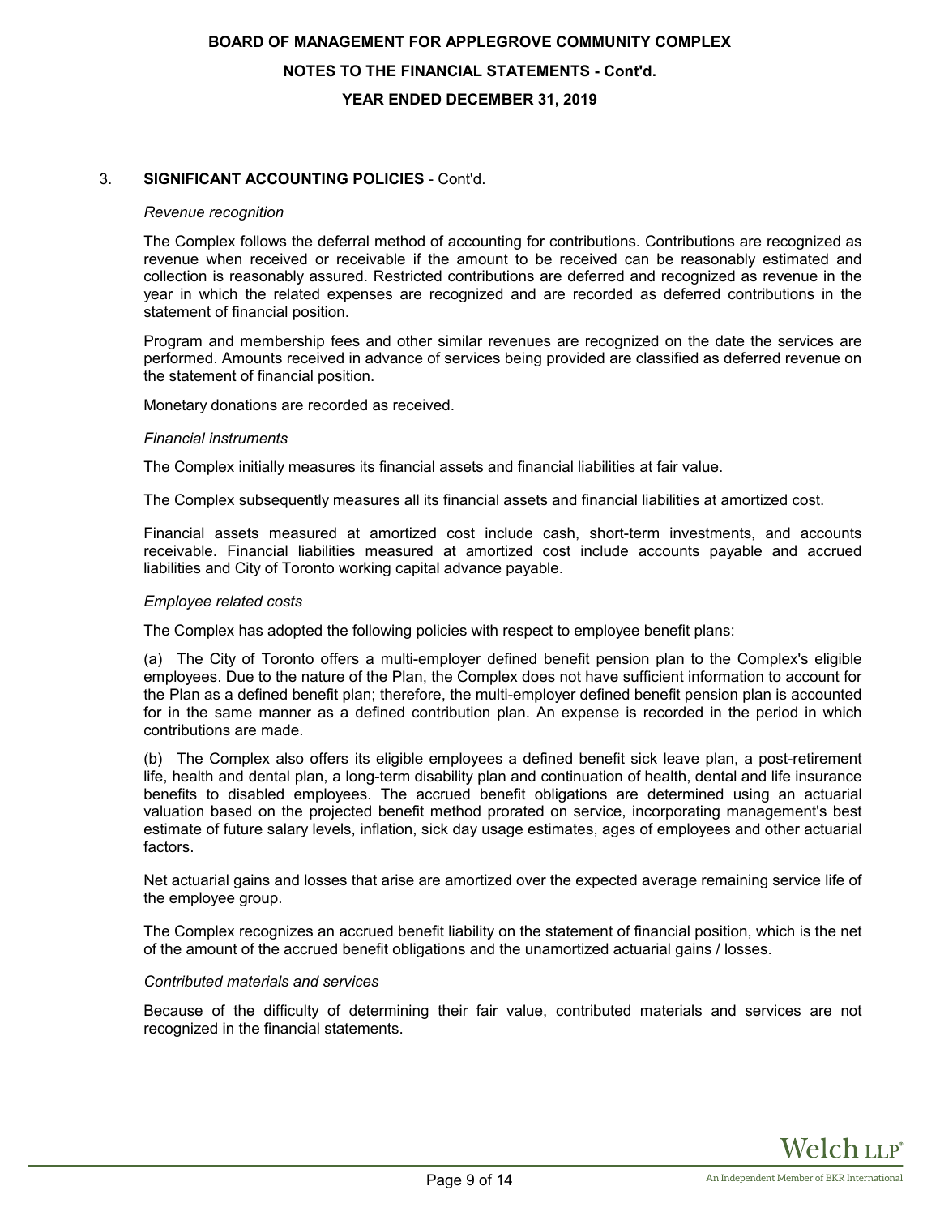## 3. SIGNIFICANT ACCOUNTING POLICIES - Cont'd.

*Revenue recognition*

The Complex follows the deferral method of accounting for contributions. Contributions are recognized as revenue when received or receivable if the amount to be received can be reasonably estimated and collection is reasonably assured. Restricted contributions are deferred and recognized as revenue in the year in which the related expenses are recognized and are recorded as deferred contributions in the statement of financial position.

Program and membership fees and other similar revenues are recognized on the date the services are performed. Amounts received in advance of services being provided are classified as deferred revenue on the statement of financial position.

Monetary donations are recorded as received.

*Financial instruments*

The Complex initially measures its financial assets and financial liabilities at fair value.

The Complex subsequently measures all its financial assets and financial liabilities at amortized cost.

Financial assets measured at amortized cost include cash, short-term investments, and accounts receivable. Financial liabilities measured at amortized cost include accounts payable and accrued liabilities and City of Toronto working capital advance payable.

*Employee related costs*

The Complex has adopted the following policies with respect to employee benefit plans:

(a) The City of Toronto offers a multi-employer defined benefit pension plan to the Complex's eligible employees. Due to the nature of the Plan, the Complex does not have sufficient information to account for the Plan as a defined benefit plan; therefore, the multi-employer defined benefit pension plan is accounted for in the same manner as a defined contribution plan. An expense is recorded in the period in which contributions are made.

(b) The Complex also offers its eligible employees a defined benefit sick leave plan, a post-retirement life, health and dental plan, a long-term disability plan and continuation of health, dental and life insurance benefits to disabled employees. The accrued benefit obligations are determined using an actuarial valuation based on the projected benefit method prorated on service, incorporating management's best estimate of future salary levels, inflation, sick day usage estimates, ages of employees and other actuarial factors.

Net actuarial gains and losses that arise are amortized over the expected average remaining service life of the employee group.

The Complex recognizes an accrued benefit liability on the statement of financial position, which is the net of the amount of the accrued benefit obligations and the unamortized actuarial gains / losses.

*Contributed materials and services*

Because of the difficulty of determining their fair value, contributed materials and services are not recognized in the financial statements.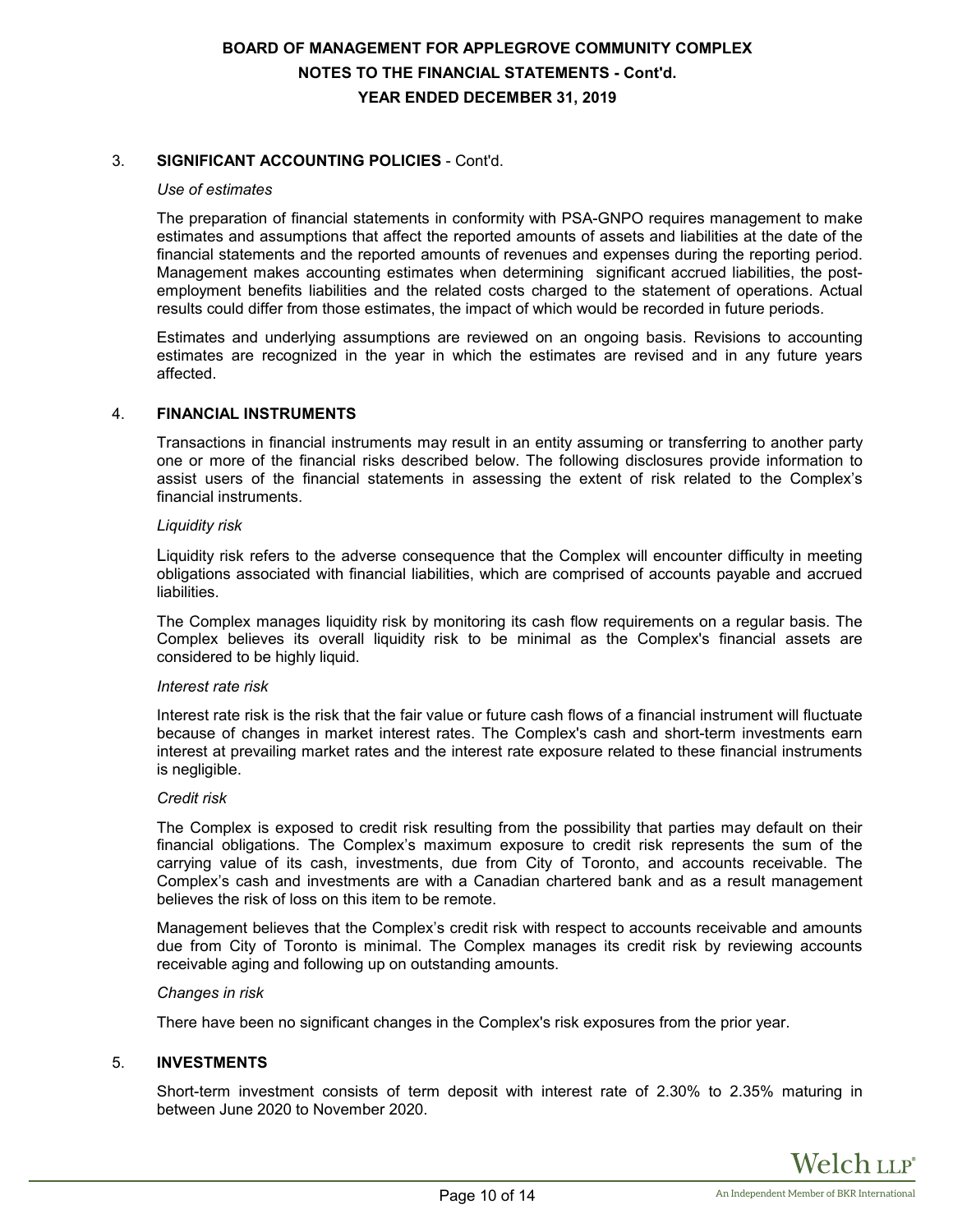## 3. SIGNIFICANT ACCOUNTING POLICIES - Cont'd.

*Use of estimates*

The preparation of financial statements in conformity with PSA-GNPO requires management to make estimates and assumptions that affect the reported amounts of assets and liabilities at the date of the financial statements and the reported amounts of revenues and expenses during the reporting period. Management makes accounting estimates when determining significant accrued liabilities, the post-employment benefits liabilities and the related costs charged to the statement of operations. Actual results could differ from those estimates, the impact of which would be recorded in future periods.

Estimates and underlying assumptions are reviewed on an ongoing basis. Revisions to accounting estimates are recognized in the year in which the estimates are revised and in any future years affected.

## 4. FINANCIAL INSTRUMENTS

Transactions in financial instruments may result in an entity assuming or transferring to another party one or more of the financial risks described below. The following disclosures provide information to assist users of the financial statements in assessing the extent of risk related to the Complex's financial instruments.

*Liquidity risk*

Liquidity risk refers to the adverse consequence that the Complex will encounter difficulty in meeting obligations associated with financial liabilities, which are comprised of accounts payable and accrued liabilities.

The Complex manages liquidity risk by monitoring its cash flow requirements on a regular basis. The Complex believes its overall liquidity risk to be minimal as the Complex's financial assets are considered to be highly liquid.

*Interest rate risk*

Interest rate risk is the risk that the fair value or future cash flows of a financial instrument will fluctuate because of changes in market interest rates. The Complex's cash and short-term investments earn interest at prevailing market rates and the interest rate exposure related to these financial instruments is negligible.

*Credit risk*

The Complex is exposed to credit risk resulting from the possibility that parties may default on their financial obligations. The Complex's maximum exposure to credit risk represents the sum of the carrying value of its cash, investments, due from City of Toronto, and accounts receivable. The Complex's cash and investments are with a Canadian chartered bank and as a result management believes the risk of loss on this item to be remote.

Management believes that the Complex's credit risk with respect to accounts receivable and amounts due from City of Toronto is minimal. The Complex manages its credit risk by reviewing accounts receivable aging and following up on outstanding amounts.

*Changes in risk*

There have been no significant changes in the Complex's risk exposures from the prior year.

## 5. INVESTMENTS

Short-term investment consists of term deposit with interest rate of 2.30% to 2.35% maturing in between June 2020 to November 2020.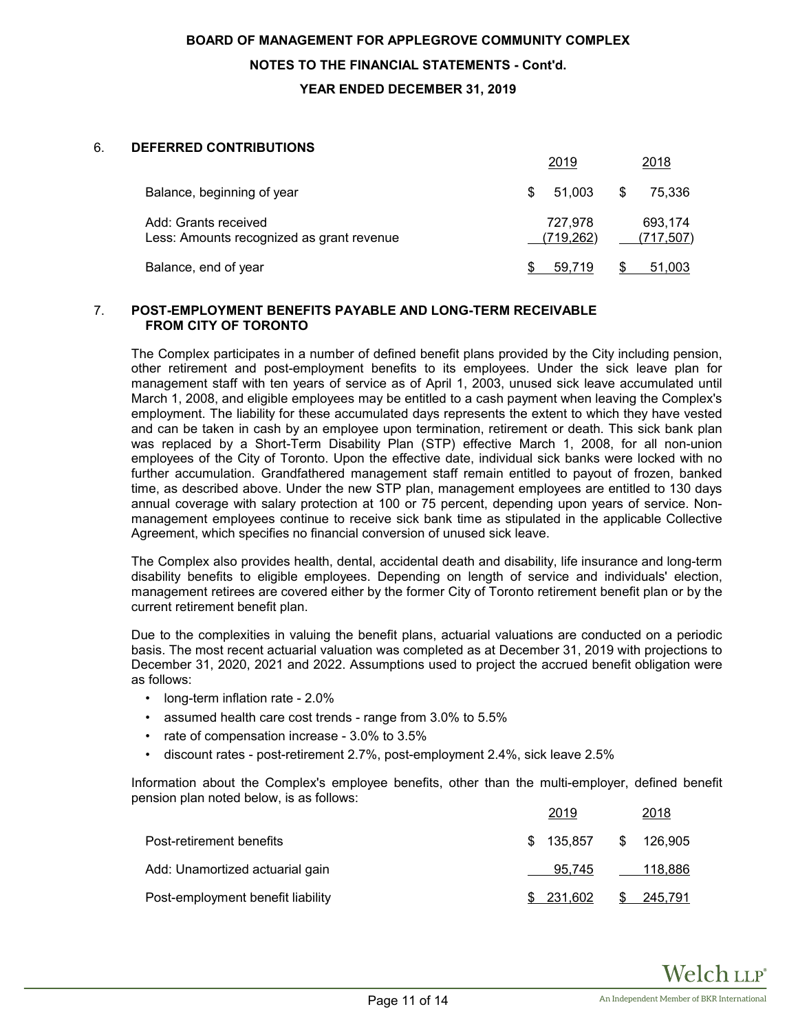# BOARD OF MANAGEMENT FOR APPLEGROVE COMMUNITY COMPLEX

## NOTES TO THE FINANCIAL STATEMENTS - Cont'd.

## YEAR ENDED DECEMBER 31, 2019

### 6. DEFERRED CONTRIBUTIONS

| | 2019 | 2018 |
|---|---|---|
| Balance, beginning of year | $ 51,003 | $ 75,336 |
| Add: Grants received | 727,978 | 693,174 |
| Less: Amounts recognized as grant revenue | (719,262) | (717,507) |
| Balance, end of year | $ 59,719 | $ 51,003 |

### 7. POST-EMPLOYMENT BENEFITS PAYABLE AND LONG-TERM RECEIVABLE FROM CITY OF TORONTO

The Complex participates in a number of defined benefit plans provided by the City including pension, other retirement and post-employment benefits to its employees. Under the sick leave plan for management staff with ten years of service as of April 1, 2003, unused sick leave accumulated until March 1, 2008, and eligible employees may be entitled to a cash payment when leaving the Complex's employment. The liability for these accumulated days represents the extent to which they have vested and can be taken in cash by an employee upon termination, retirement or death. This sick bank plan was replaced by a Short-Term Disability Plan (STP) effective March 1, 2008, for all non-union employees of the City of Toronto. Upon the effective date, individual sick banks were locked with no further accumulation. Grandfathered management staff remain entitled to payout of frozen, banked time, as described above. Under the new STP plan, management employees are entitled to 130 days annual coverage with salary protection at 100 or 75 percent, depending upon years of service. Non-management employees continue to receive sick bank time as stipulated in the applicable Collective Agreement, which specifies no financial conversion of unused sick leave.

The Complex also provides health, dental, accidental death and disability, life insurance and long-term disability benefits to eligible employees. Depending on length of service and individuals' election, management retirees are covered either by the former City of Toronto retirement benefit plan or by the current retirement benefit plan.

Due to the complexities in valuing the benefit plans, actuarial valuations are conducted on a periodic basis. The most recent actuarial valuation was completed as at December 31, 2019 with projections to December 31, 2020, 2021 and 2022. Assumptions used to project the accrued benefit obligation were as follows:

- long-term inflation rate - 2.0%
- assumed health care cost trends - range from 3.0% to 5.5%
- rate of compensation increase - 3.0% to 3.5%
- discount rates - post-retirement 2.7%, post-employment 2.4%, sick leave 2.5%

Information about the Complex's employee benefits, other than the multi-employer, defined benefit pension plan noted below, is as follows:

| | 2019 | 2018 |
|---|---|---|
| Post-retirement benefits | $ 135,857 | $ 126,905 |
| Add: Unamortized actuarial gain | 95,745 | 118,886 |
| Post-employment benefit liability | $ 231,602 | $ 245,791 |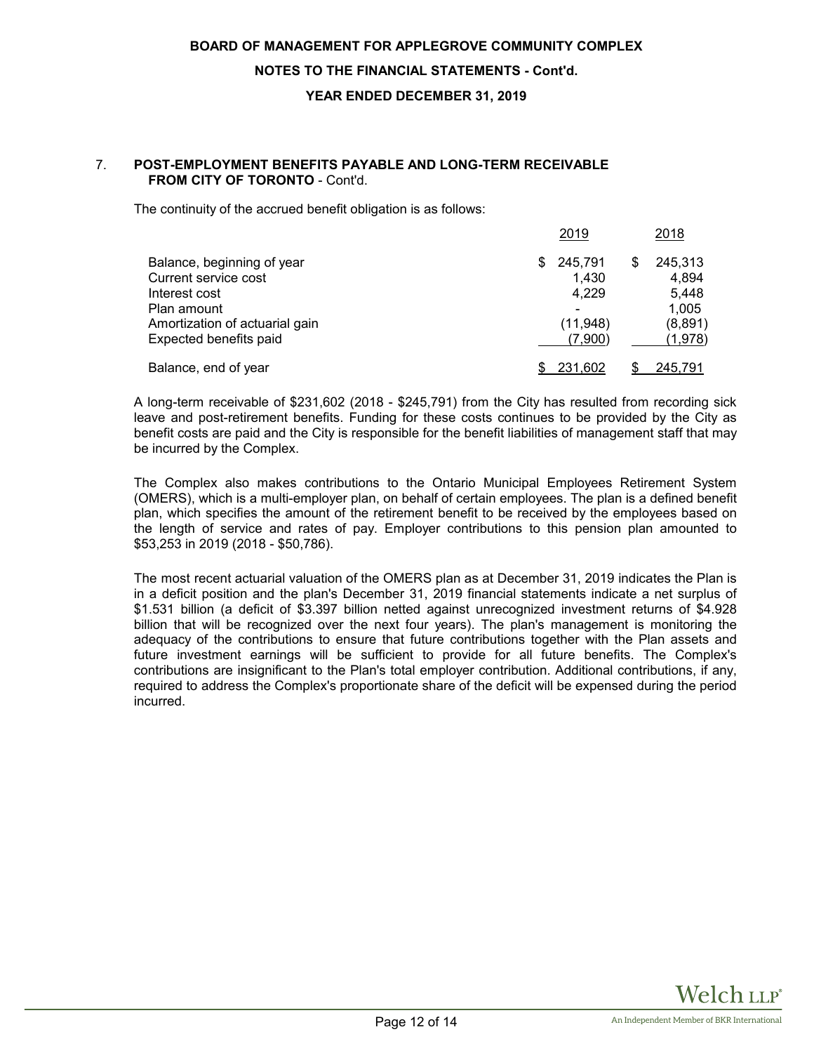## 7. POST-EMPLOYMENT BENEFITS PAYABLE AND LONG-TERM RECEIVABLE FROM CITY OF TORONTO - Cont'd.

The continuity of the accrued benefit obligation is as follows:

| | 2019 | 2018 |
|---|---|---|
| Balance, beginning of year | $ 245,791 | $ 245,313 |
| Current service cost | 1,430 | 4,894 |
| Interest cost | 4,229 | 5,448 |
| Plan amount | - | 1,005 |
| Amortization of actuarial gain | (11,948) | (8,891) |
| Expected benefits paid | (7,900) | (1,978) |
| Balance, end of year | $ 231,602 | $ 245,791 |

A long-term receivable of $231,602 (2018 - $245,791) from the City has resulted from recording sick leave and post-retirement benefits. Funding for these costs continues to be provided by the City as benefit costs are paid and the City is responsible for the benefit liabilities of management staff that may be incurred by the Complex.

The Complex also makes contributions to the Ontario Municipal Employees Retirement System (OMERS), which is a multi-employer plan, on behalf of certain employees. The plan is a defined benefit plan, which specifies the amount of the retirement benefit to be received by the employees based on the length of service and rates of pay. Employer contributions to this pension plan amounted to $53,253 in 2019 (2018 - $50,786).

The most recent actuarial valuation of the OMERS plan as at December 31, 2019 indicates the Plan is in a deficit position and the plan's December 31, 2019 financial statements indicate a net surplus of $1.531 billion (a deficit of $3.397 billion netted against unrecognized investment returns of $4.928 billion that will be recognized over the next four years). The plan's management is monitoring the adequacy of the contributions to ensure that future contributions together with the Plan assets and future investment earnings will be sufficient to provide for all future benefits. The Complex's contributions are insignificant to the Plan's total employer contribution. Additional contributions, if any, required to address the Complex's proportionate share of the deficit will be expensed during the period incurred.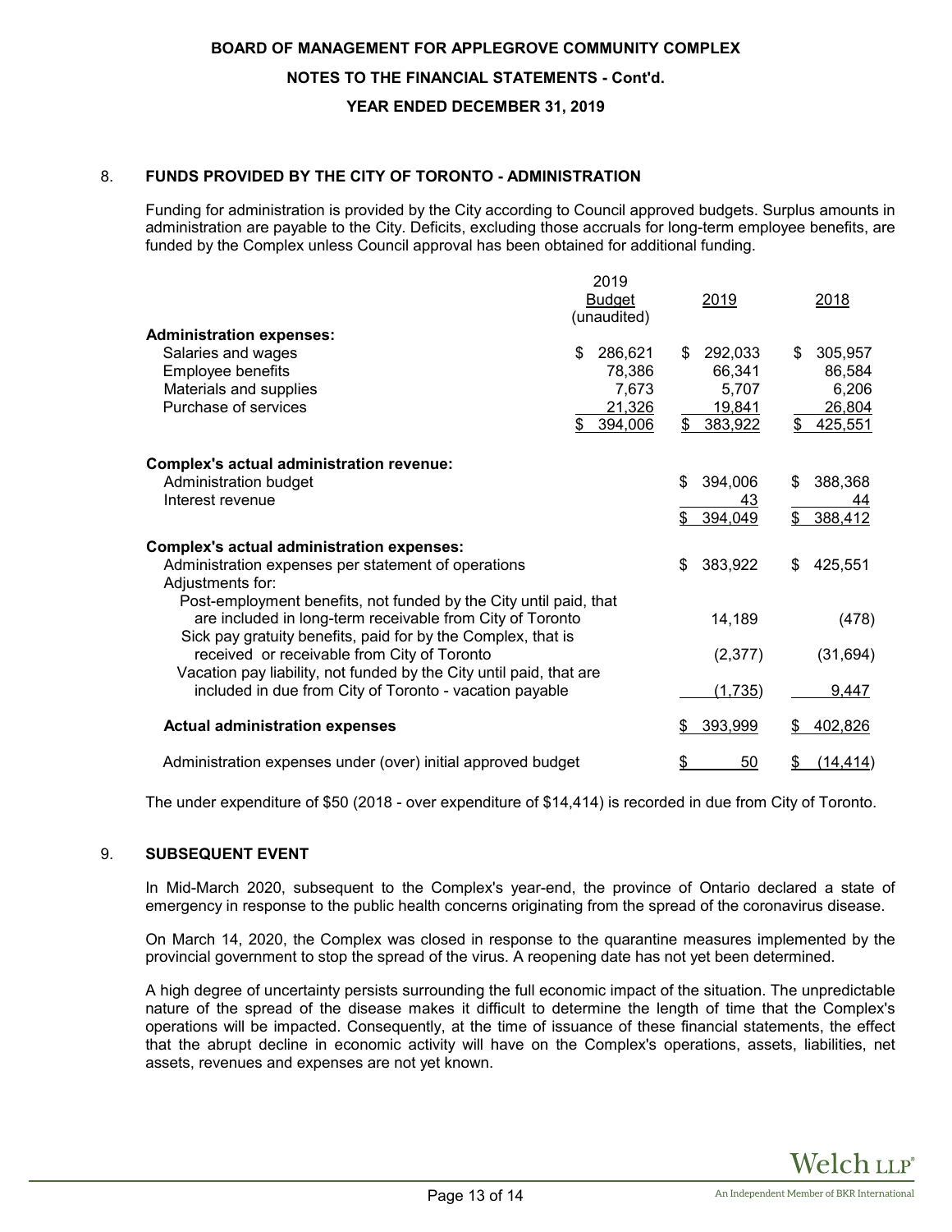**BOARD OF MANAGEMENT FOR APPLEGROVE COMMUNITY COMPLEX**

**NOTES TO THE FINANCIAL STATEMENTS - Cont'd.**

**YEAR ENDED DECEMBER 31, 2019**

## 8. FUNDS PROVIDED BY THE CITY OF TORONTO - ADMINISTRATION

Funding for administration is provided by the City according to Council approved budgets. Surplus amounts in administration are payable to the City. Deficits, excluding those accruals for long-term employee benefits, are funded by the Complex unless Council approval has been obtained for additional funding.

| | 2019 Budget (unaudited) | 2019 | 2018 |
|---|---|---|---|
| **Administration expenses:** | | | |
| Salaries and wages | $ 286,621 | $ 292,033 | $ 305,957 |
| Employee benefits | 78,386 | 66,341 | 86,584 |
| Materials and supplies | 7,673 | 5,707 | 6,206 |
| Purchase of services | 21,326 | 19,841 | 26,804 |
| | $ 394,006 | $ 383,922 | $ 425,551 |
| **Complex's actual administration revenue:** | | | |
| Administration budget | | $ 394,006 | $ 388,368 |
| Interest revenue | | 43 | 44 |
| | | $ 394,049 | $ 388,412 |
| **Complex's actual administration expenses:** | | | |
| Administration expenses per statement of operations | | $ 383,922 | $ 425,551 |
| Adjustments for: | | | |
| Post-employment benefits, not funded by the City until paid, that are included in long-term receivable from City of Toronto | | 14,189 | (478) |
| Sick pay gratuity benefits, paid for by the Complex, that is received or receivable from City of Toronto | | (2,377) | (31,694) |
| Vacation pay liability, not funded by the City until paid, that are included in due from City of Toronto - vacation payable | | (1,735) | 9,447 |
| **Actual administration expenses** | | $ 393,999 | $ 402,826 |
| Administration expenses under (over) initial approved budget | | $ 50 | $ (14,414) |

The under expenditure of $50 (2018 - over expenditure of $14,414) is recorded in due from City of Toronto.

## 9. SUBSEQUENT EVENT

In Mid-March 2020, subsequent to the Complex's year-end, the province of Ontario declared a state of emergency in response to the public health concerns originating from the spread of the coronavirus disease.

On March 14, 2020, the Complex was closed in response to the quarantine measures implemented by the provincial government to stop the spread of the virus. A reopening date has not yet been determined.

A high degree of uncertainty persists surrounding the full economic impact of the situation. The unpredictable nature of the spread of the disease makes it difficult to determine the length of time that the Complex's operations will be impacted. Consequently, at the time of issuance of these financial statements, the effect that the abrupt decline in economic activity will have on the Complex's operations, assets, liabilities, net assets, revenues and expenses are not yet known.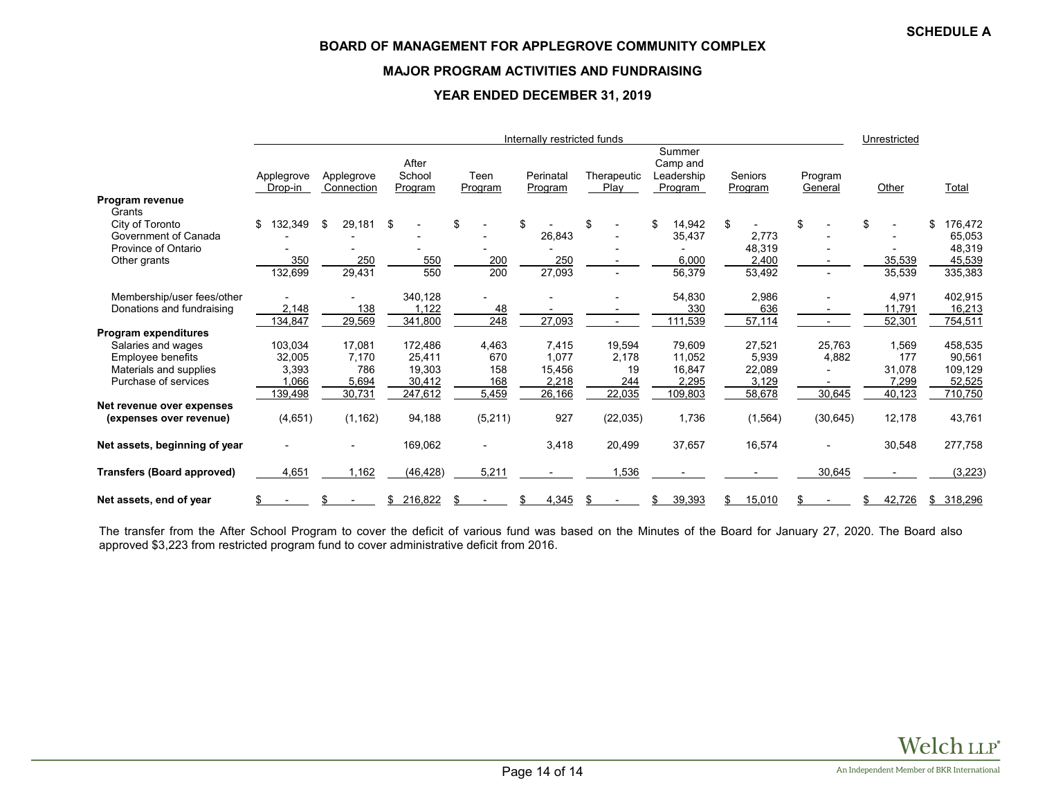**SCHEDULE A**

# BOARD OF MANAGEMENT FOR APPLEGROVE COMMUNITY COMPLEX

## MAJOR PROGRAM ACTIVITIES AND FUNDRAISING

### YEAR ENDED DECEMBER 31, 2019

| | Internally restricted funds | | | | | | | | | Unrestricted | |
|---|---|---|---|---|---|---|---|---|---|---|---|
| | Applegrove Drop-in | Applegrove Connection | After School Program | Teen Program | Perinatal Program | Therapeutic Play | Summer Camp and Leadership Program | Seniors Program | Program General | Other | Total |
| **Program revenue** | | | | | | | | | | | |
| Grants | | | | | | | | | | | |
| City of Toronto | $ 132,349 | $ 29,181 | $ - | $ - | $ - | $ - | $ 14,942 | $ - | $ - | $ - | $ 176,472 |
| Government of Canada | - | - | - | - | 26,843 | - | 35,437 | 2,773 | - | - | 65,053 |
| Province of Ontario | - | - | - | - | - | - | - | 48,319 | - | - | 48,319 |
| Other grants | 350 | 250 | 550 | 200 | 250 | - | 6,000 | 2,400 | - | 35,539 | 45,539 |
| | 132,699 | 29,431 | 550 | 200 | 27,093 | - | 56,379 | 53,492 | - | 35,539 | 335,383 |
| Membership/user fees/other | - | - | 340,128 | - | - | - | 54,830 | 2,986 | - | 4,971 | 402,915 |
| Donations and fundraising | 2,148 | 138 | 1,122 | 48 | - | - | 330 | 636 | - | 11,791 | 16,213 |
| | 134,847 | 29,569 | 341,800 | 248 | 27,093 | - | 111,539 | 57,114 | - | 52,301 | 754,511 |
| **Program expenditures** | | | | | | | | | | | |
| Salaries and wages | 103,034 | 17,081 | 172,486 | 4,463 | 7,415 | 19,594 | 79,609 | 27,521 | 25,763 | 1,569 | 458,535 |
| Employee benefits | 32,005 | 7,170 | 25,411 | 670 | 1,077 | 2,178 | 11,052 | 5,939 | 4,882 | 177 | 90,561 |
| Materials and supplies | 3,393 | 786 | 19,303 | 158 | 15,456 | 19 | 16,847 | 22,089 | - | 31,078 | 109,129 |
| Purchase of services | 1,066 | 5,694 | 30,412 | 168 | 2,218 | 244 | 2,295 | 3,129 | - | 7,299 | 52,525 |
| | 139,498 | 30,731 | 247,612 | 5,459 | 26,166 | 22,035 | 109,803 | 58,678 | 30,645 | 40,123 | 710,750 |
| **Net revenue over expenses (expenses over revenue)** | (4,651) | (1,162) | 94,188 | (5,211) | 927 | (22,035) | 1,736 | (1,564) | (30,645) | 12,178 | 43,761 |
| **Net assets, beginning of year** | - | - | 169,062 | - | 3,418 | 20,499 | 37,657 | 16,574 | - | 30,548 | 277,758 |
| **Transfers (Board approved)** | 4,651 | 1,162 | (46,428) | 5,211 | - | 1,536 | - | - | 30,645 | - | (3,223) |
| **Net assets, end of year** | $ - | $ - | $ 216,822 | $ - | $ 4,345 | $ - | $ 39,393 | $ 15,010 | $ - | $ 42,726 | $ 318,296 |

The transfer from the After School Program to cover the deficit of various fund was based on the Minutes of the Board for January 27, 2020. The Board also approved $3,223 from restricted program fund to cover administrative deficit from 2016.